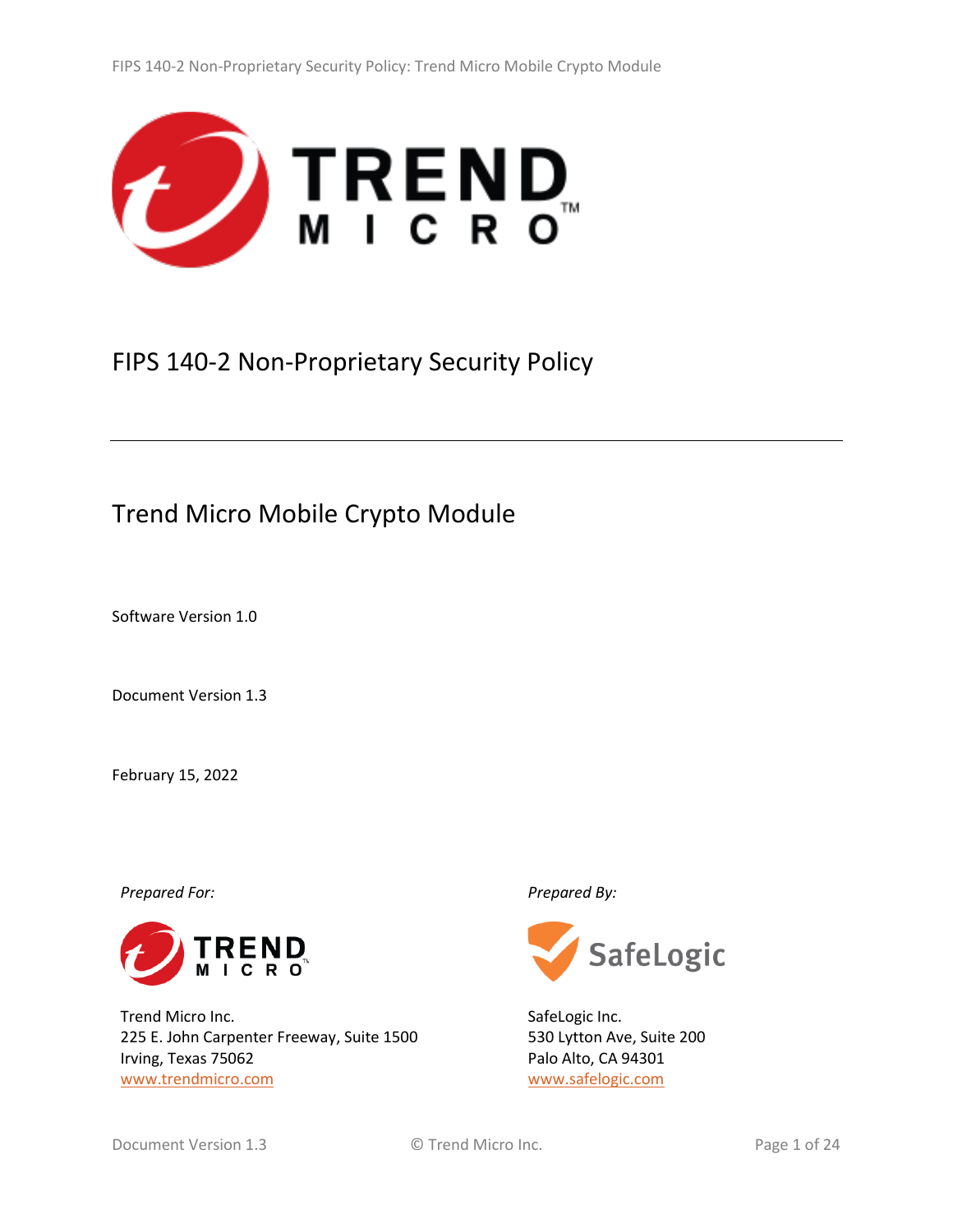# FIPS 140-2 Non-Proprietary Security Policy

## Trend Micro Mobile Crypto Module

Software Version 1.0

Document Version 1.3

February 15, 2022

*Prepared For:*

Trend Micro Inc.
225 E. John Carpenter Freeway, Suite 1500
Irving, Texas 75062
www.trendmicro.com

*Prepared By:*

SafeLogic Inc.
530 Lytton Ave, Suite 200
Palo Alto, CA 94301
www.safelogic.com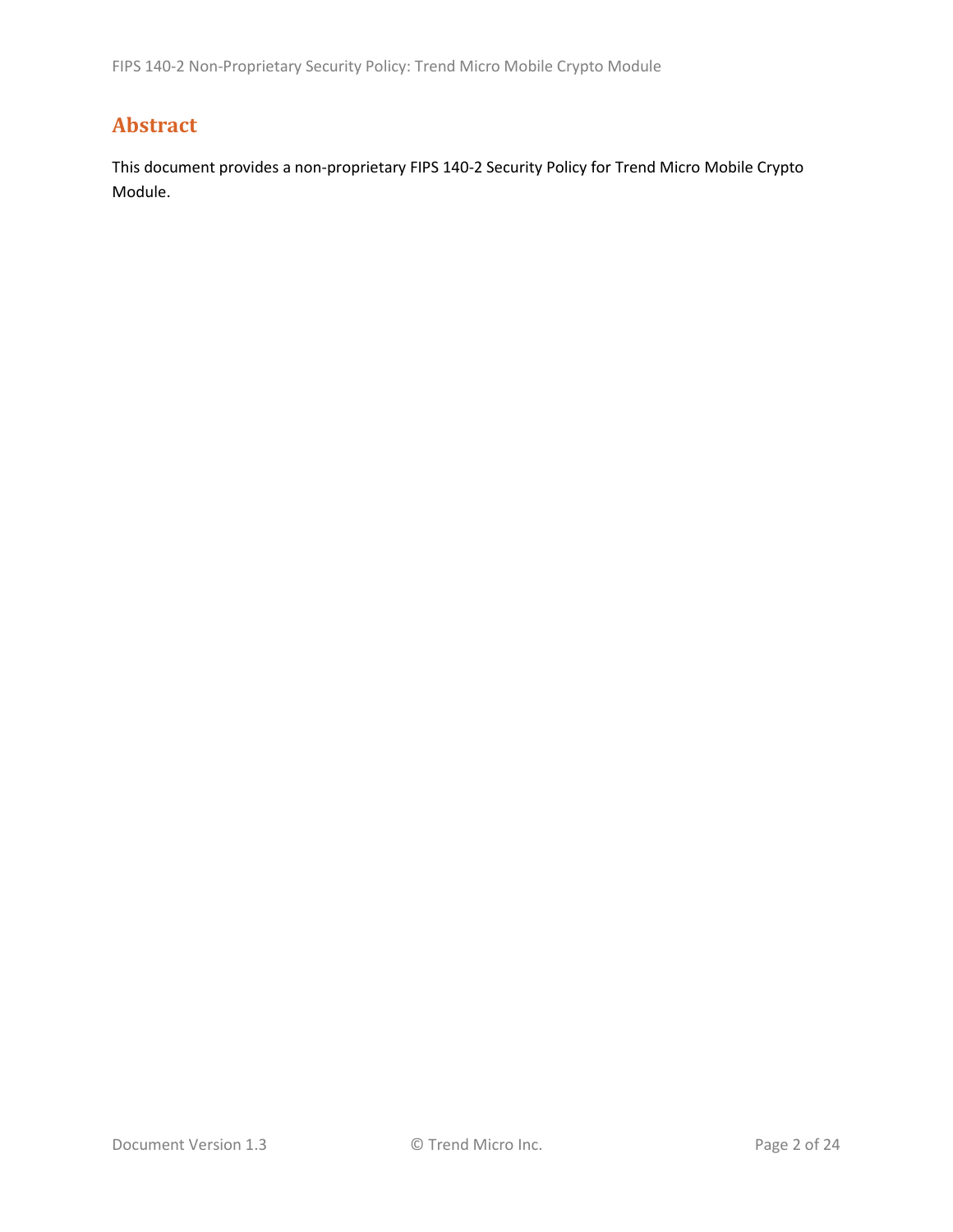# Abstract

This document provides a non-proprietary FIPS 140-2 Security Policy for Trend Micro Mobile Crypto Module.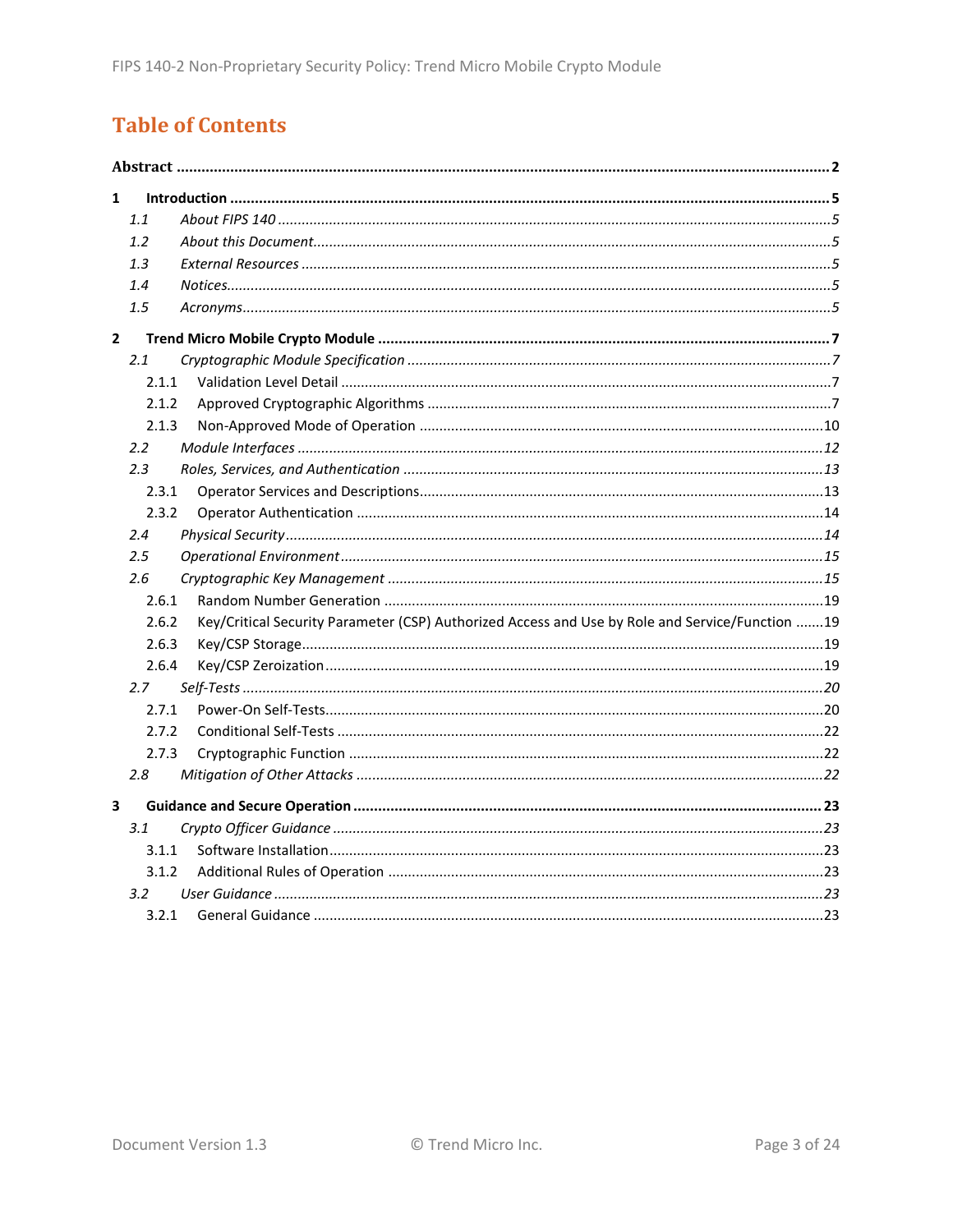# Table of Contents

**Abstract** .......... 2

**1 Introduction** .......... 5

- *1.1 About FIPS 140* .......... 5
- *1.2 About this Document* .......... 5
- *1.3 External Resources* .......... 5
- *1.4 Notices* .......... 5
- *1.5 Acronyms* .......... 5

**2 Trend Micro Mobile Crypto Module** .......... 7

- *2.1 Cryptographic Module Specification* .......... 7
  - 2.1.1 Validation Level Detail .......... 7
  - 2.1.2 Approved Cryptographic Algorithms .......... 7
  - 2.1.3 Non-Approved Mode of Operation .......... 10
- *2.2 Module Interfaces* .......... 12
- *2.3 Roles, Services, and Authentication* .......... 13
  - 2.3.1 Operator Services and Descriptions .......... 13
  - 2.3.2 Operator Authentication .......... 14
- *2.4 Physical Security* .......... 14
- *2.5 Operational Environment* .......... 15
- *2.6 Cryptographic Key Management* .......... 15
  - 2.6.1 Random Number Generation .......... 19
  - 2.6.2 Key/Critical Security Parameter (CSP) Authorized Access and Use by Role and Service/Function .......... 19
  - 2.6.3 Key/CSP Storage .......... 19
  - 2.6.4 Key/CSP Zeroization .......... 19
- *2.7 Self-Tests* .......... 20
  - 2.7.1 Power-On Self-Tests .......... 20
  - 2.7.2 Conditional Self-Tests .......... 22
  - 2.7.3 Cryptographic Function .......... 22
- *2.8 Mitigation of Other Attacks* .......... 22

**3 Guidance and Secure Operation** .......... 23

- *3.1 Crypto Officer Guidance* .......... 23
  - 3.1.1 Software Installation .......... 23
  - 3.1.2 Additional Rules of Operation .......... 23
- *3.2 User Guidance* .......... 23
  - 3.2.1 General Guidance .......... 23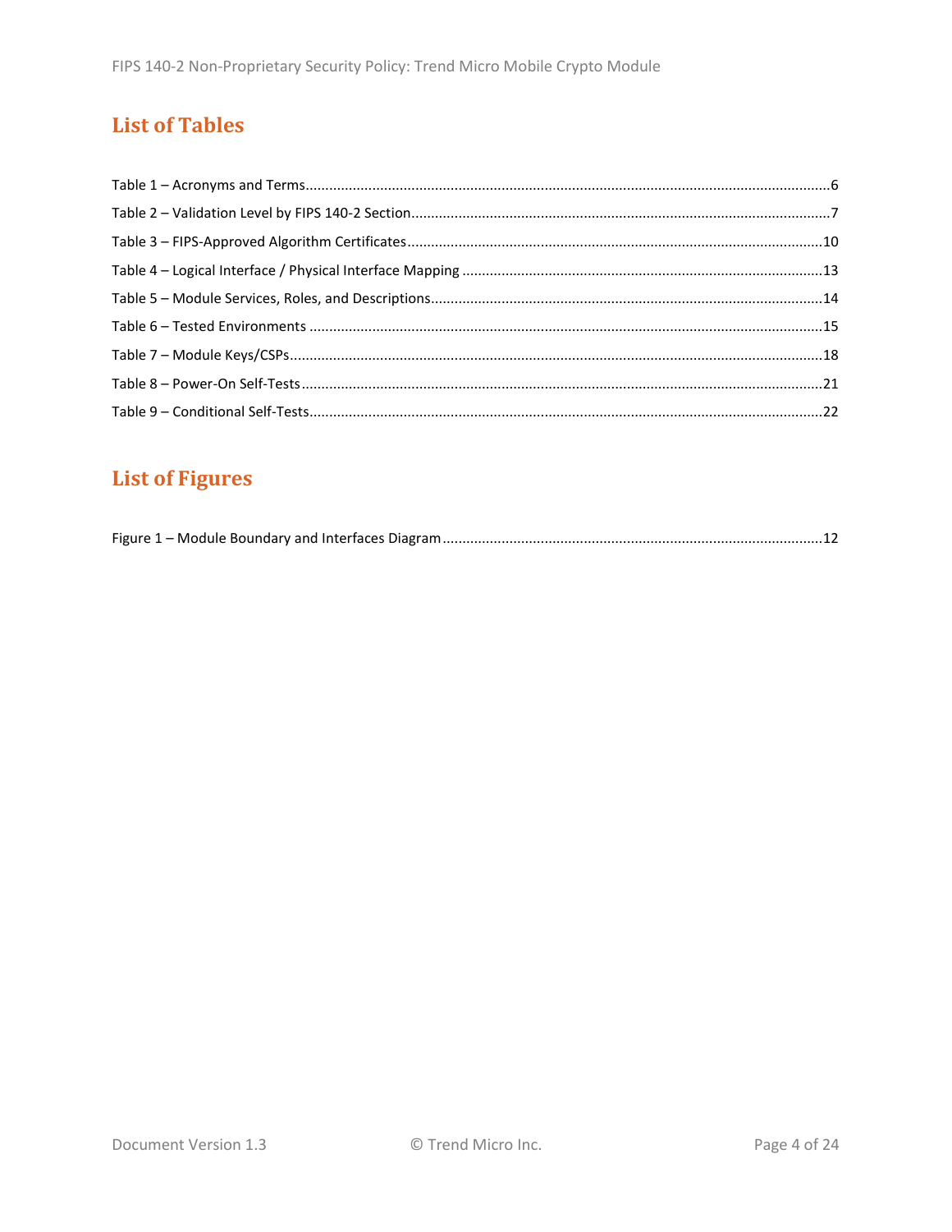## List of Tables

Table 1 – Acronyms and Terms....................................................................................................................6
Table 2 – Validation Level by FIPS 140-2 Section...........................................................................................7
Table 3 – FIPS-Approved Algorithm Certificates...........................................................................................10
Table 4 – Logical Interface / Physical Interface Mapping ..............................................................................13
Table 5 – Module Services, Roles, and Descriptions......................................................................................14
Table 6 – Tested Environments ....................................................................................................................15
Table 7 – Module Keys/CSPs........................................................................................................................18
Table 8 – Power-On Self-Tests......................................................................................................................21
Table 9 – Conditional Self-Tests....................................................................................................................22

## List of Figures

Figure 1 – Module Boundary and Interfaces Diagram ..................................................................................12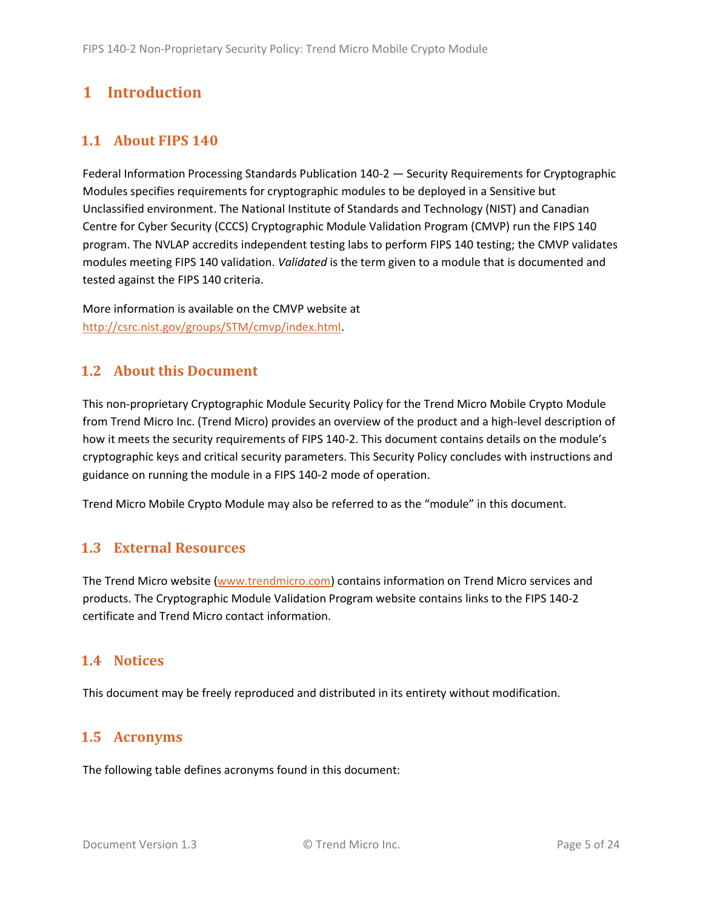# 1 Introduction

## 1.1 About FIPS 140

Federal Information Processing Standards Publication 140-2 — Security Requirements for Cryptographic Modules specifies requirements for cryptographic modules to be deployed in a Sensitive but Unclassified environment. The National Institute of Standards and Technology (NIST) and Canadian Centre for Cyber Security (CCCS) Cryptographic Module Validation Program (CMVP) run the FIPS 140 program. The NVLAP accredits independent testing labs to perform FIPS 140 testing; the CMVP validates modules meeting FIPS 140 validation. *Validated* is the term given to a module that is documented and tested against the FIPS 140 criteria.

More information is available on the CMVP website at http://csrc.nist.gov/groups/STM/cmvp/index.html.

## 1.2 About this Document

This non-proprietary Cryptographic Module Security Policy for the Trend Micro Mobile Crypto Module from Trend Micro Inc. (Trend Micro) provides an overview of the product and a high-level description of how it meets the security requirements of FIPS 140-2. This document contains details on the module's cryptographic keys and critical security parameters. This Security Policy concludes with instructions and guidance on running the module in a FIPS 140-2 mode of operation.

Trend Micro Mobile Crypto Module may also be referred to as the "module" in this document.

## 1.3 External Resources

The Trend Micro website (www.trendmicro.com) contains information on Trend Micro services and products. The Cryptographic Module Validation Program website contains links to the FIPS 140-2 certificate and Trend Micro contact information.

## 1.4 Notices

This document may be freely reproduced and distributed in its entirety without modification.

## 1.5 Acronyms

The following table defines acronyms found in this document: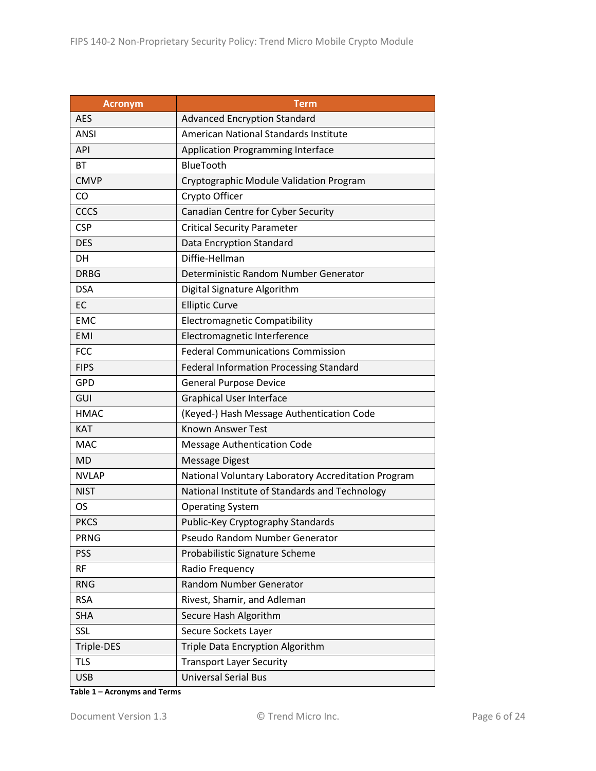| Acronym | Term |
|---|---|
| AES | Advanced Encryption Standard |
| ANSI | American National Standards Institute |
| API | Application Programming Interface |
| BT | BlueTooth |
| CMVP | Cryptographic Module Validation Program |
| CO | Crypto Officer |
| CCCS | Canadian Centre for Cyber Security |
| CSP | Critical Security Parameter |
| DES | Data Encryption Standard |
| DH | Diffie-Hellman |
| DRBG | Deterministic Random Number Generator |
| DSA | Digital Signature Algorithm |
| EC | Elliptic Curve |
| EMC | Electromagnetic Compatibility |
| EMI | Electromagnetic Interference |
| FCC | Federal Communications Commission |
| FIPS | Federal Information Processing Standard |
| GPD | General Purpose Device |
| GUI | Graphical User Interface |
| HMAC | (Keyed-) Hash Message Authentication Code |
| KAT | Known Answer Test |
| MAC | Message Authentication Code |
| MD | Message Digest |
| NVLAP | National Voluntary Laboratory Accreditation Program |
| NIST | National Institute of Standards and Technology |
| OS | Operating System |
| PKCS | Public-Key Cryptography Standards |
| PRNG | Pseudo Random Number Generator |
| PSS | Probabilistic Signature Scheme |
| RF | Radio Frequency |
| RNG | Random Number Generator |
| RSA | Rivest, Shamir, and Adleman |
| SHA | Secure Hash Algorithm |
| SSL | Secure Sockets Layer |
| Triple-DES | Triple Data Encryption Algorithm |
| TLS | Transport Layer Security |
| USB | Universal Serial Bus |

**Table 1 – Acronyms and Terms**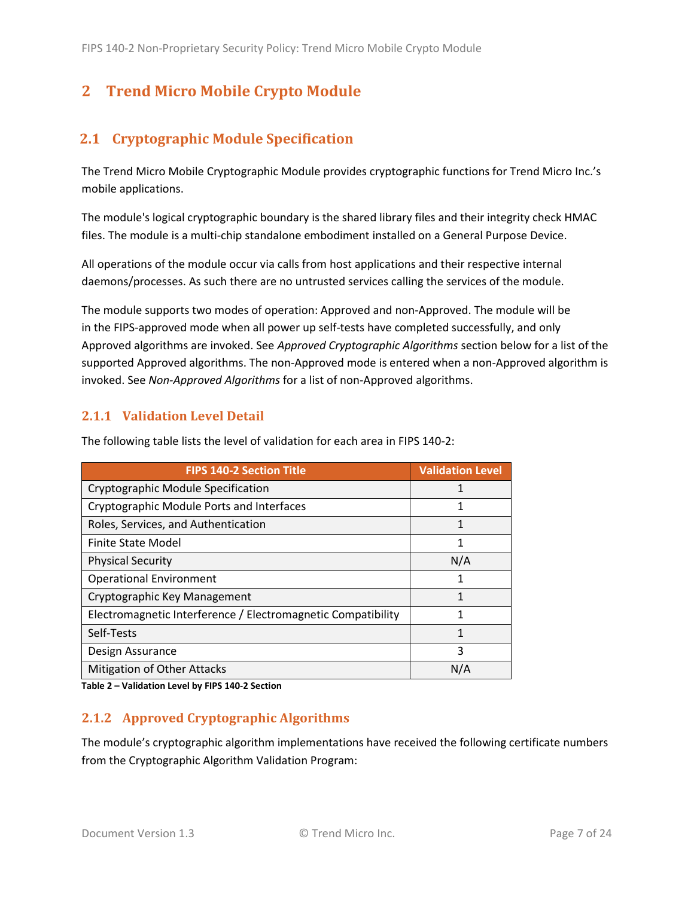# 2 Trend Micro Mobile Crypto Module

## 2.1 Cryptographic Module Specification

The Trend Micro Mobile Cryptographic Module provides cryptographic functions for Trend Micro Inc.'s mobile applications.

The module's logical cryptographic boundary is the shared library files and their integrity check HMAC files. The module is a multi-chip standalone embodiment installed on a General Purpose Device.

All operations of the module occur via calls from host applications and their respective internal daemons/processes. As such there are no untrusted services calling the services of the module.

The module supports two modes of operation: Approved and non-Approved. The module will be in the FIPS-approved mode when all power up self-tests have completed successfully, and only Approved algorithms are invoked. See *Approved Cryptographic Algorithms* section below for a list of the supported Approved algorithms. The non-Approved mode is entered when a non-Approved algorithm is invoked. See *Non-Approved Algorithms* for a list of non-Approved algorithms.

### 2.1.1 Validation Level Detail

The following table lists the level of validation for each area in FIPS 140-2:

| FIPS 140-2 Section Title | Validation Level |
|---|---|
| Cryptographic Module Specification | 1 |
| Cryptographic Module Ports and Interfaces | 1 |
| Roles, Services, and Authentication | 1 |
| Finite State Model | 1 |
| Physical Security | N/A |
| Operational Environment | 1 |
| Cryptographic Key Management | 1 |
| Electromagnetic Interference / Electromagnetic Compatibility | 1 |
| Self-Tests | 1 |
| Design Assurance | 3 |
| Mitigation of Other Attacks | N/A |

**Table 2 – Validation Level by FIPS 140-2 Section**

### 2.1.2 Approved Cryptographic Algorithms

The module's cryptographic algorithm implementations have received the following certificate numbers from the Cryptographic Algorithm Validation Program: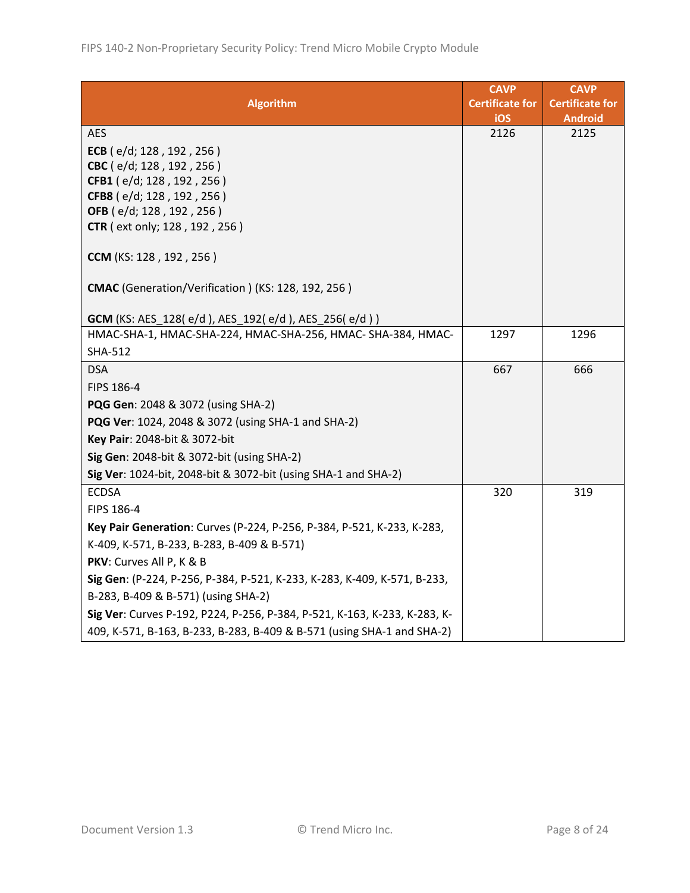| Algorithm | CAVP Certificate for iOS | CAVP Certificate for Android |
|---|---|---|
| AES<br>**ECB** ( e/d; 128 , 192 , 256 )<br>**CBC** ( e/d; 128 , 192 , 256 )<br>**CFB1** ( e/d; 128 , 192 , 256 )<br>**CFB8** ( e/d; 128 , 192 , 256 )<br>**OFB** ( e/d; 128 , 192 , 256 )<br>**CTR** ( ext only; 128 , 192 , 256 )<br><br>**CCM** (KS: 128 , 192 , 256 )<br><br>**CMAC** (Generation/Verification ) (KS: 128, 192, 256 )<br><br>**GCM** (KS: AES_128( e/d ), AES_192( e/d ), AES_256( e/d ) ) | 2126 | 2125 |
| HMAC-SHA-1, HMAC-SHA-224, HMAC-SHA-256, HMAC- SHA-384, HMAC-SHA-512 | 1297 | 1296 |
| DSA<br>FIPS 186-4<br>**PQG Gen**: 2048 & 3072 (using SHA-2)<br>**PQG Ver**: 1024, 2048 & 3072 (using SHA-1 and SHA-2)<br>**Key Pair**: 2048-bit & 3072-bit<br>**Sig Gen**: 2048-bit & 3072-bit (using SHA-2)<br>**Sig Ver**: 1024-bit, 2048-bit & 3072-bit (using SHA-1 and SHA-2) | 667 | 666 |
| ECDSA<br>FIPS 186-4<br>**Key Pair Generation**: Curves (P-224, P-256, P-384, P-521, K-233, K-283, K-409, K-571, B-233, B-283, B-409 & B-571)<br>**PKV**: Curves All P, K & B<br>**Sig Gen**: (P-224, P-256, P-384, P-521, K-233, K-283, K-409, K-571, B-233, B-283, B-409 & B-571) (using SHA-2)<br>**Sig Ver**: Curves P-192, P224, P-256, P-384, P-521, K-163, K-233, K-283, K-409, K-571, B-163, B-233, B-283, B-409 & B-571 (using SHA-1 and SHA-2) | 320 | 319 |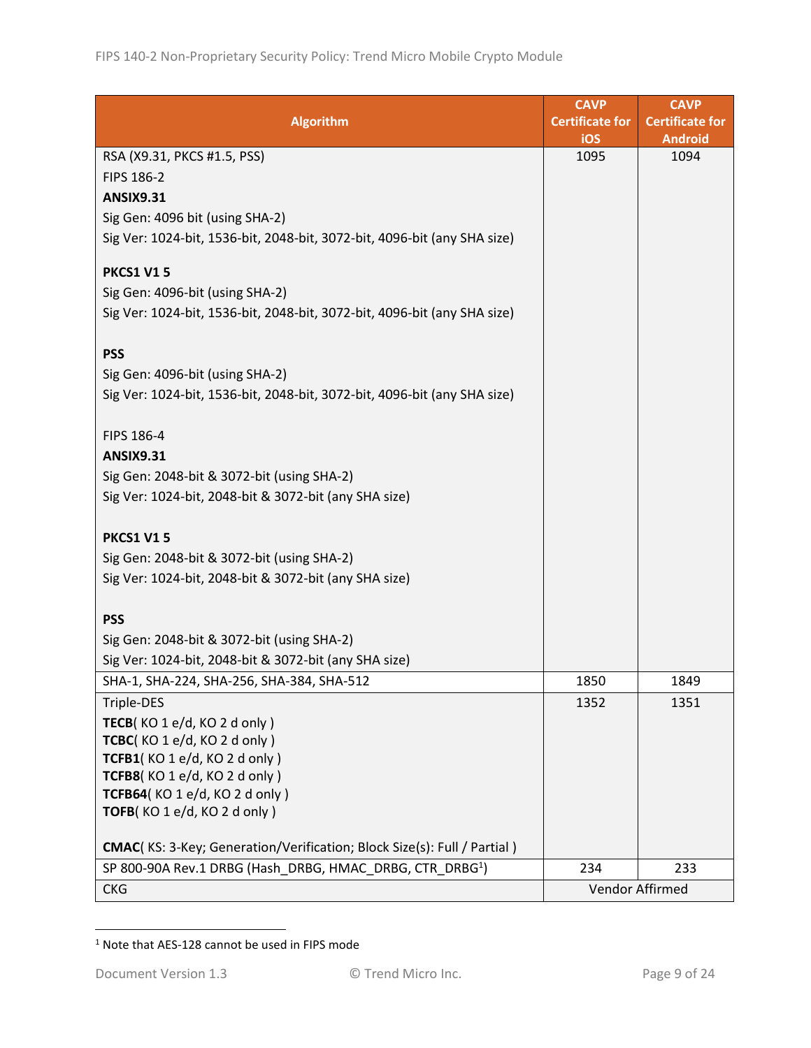| Algorithm | CAVP Certificate for iOS | CAVP Certificate for Android |
|---|---|---|
| RSA (X9.31, PKCS #1.5, PSS)<br>FIPS 186-2<br>**ANSIX9.31**<br>Sig Gen: 4096 bit (using SHA-2)<br>Sig Ver: 1024-bit, 1536-bit, 2048-bit, 3072-bit, 4096-bit (any SHA size)<br><br>**PKCS1 V1 5**<br>Sig Gen: 4096-bit (using SHA-2)<br>Sig Ver: 1024-bit, 1536-bit, 2048-bit, 3072-bit, 4096-bit (any SHA size)<br><br>**PSS**<br>Sig Gen: 4096-bit (using SHA-2)<br>Sig Ver: 1024-bit, 1536-bit, 2048-bit, 3072-bit, 4096-bit (any SHA size)<br><br>FIPS 186-4<br>**ANSIX9.31**<br>Sig Gen: 2048-bit & 3072-bit (using SHA-2)<br>Sig Ver: 1024-bit, 2048-bit & 3072-bit (any SHA size)<br><br>**PKCS1 V1 5**<br>Sig Gen: 2048-bit & 3072-bit (using SHA-2)<br>Sig Ver: 1024-bit, 2048-bit & 3072-bit (any SHA size)<br><br>**PSS**<br>Sig Gen: 2048-bit & 3072-bit (using SHA-2)<br>Sig Ver: 1024-bit, 2048-bit & 3072-bit (any SHA size) | 1095 | 1094 |
| SHA-1, SHA-224, SHA-256, SHA-384, SHA-512 | 1850 | 1849 |
| Triple-DES<br>**TECB**( KO 1 e/d, KO 2 d only )<br>**TCBC**( KO 1 e/d, KO 2 d only )<br>**TCFB1**( KO 1 e/d, KO 2 d only )<br>**TCFB8**( KO 1 e/d, KO 2 d only )<br>**TCFB64**( KO 1 e/d, KO 2 d only )<br>**TOFB**( KO 1 e/d, KO 2 d only )<br><br>**CMAC**( KS: 3-Key; Generation/Verification; Block Size(s): Full / Partial ) | 1352 | 1351 |
| SP 800-90A Rev.1 DRBG (Hash_DRBG, HMAC_DRBG, CTR_DRBG[1]) | 234 | 233 |
| CKG | Vendor Affirmed | |

[1] Note that AES-128 cannot be used in FIPS mode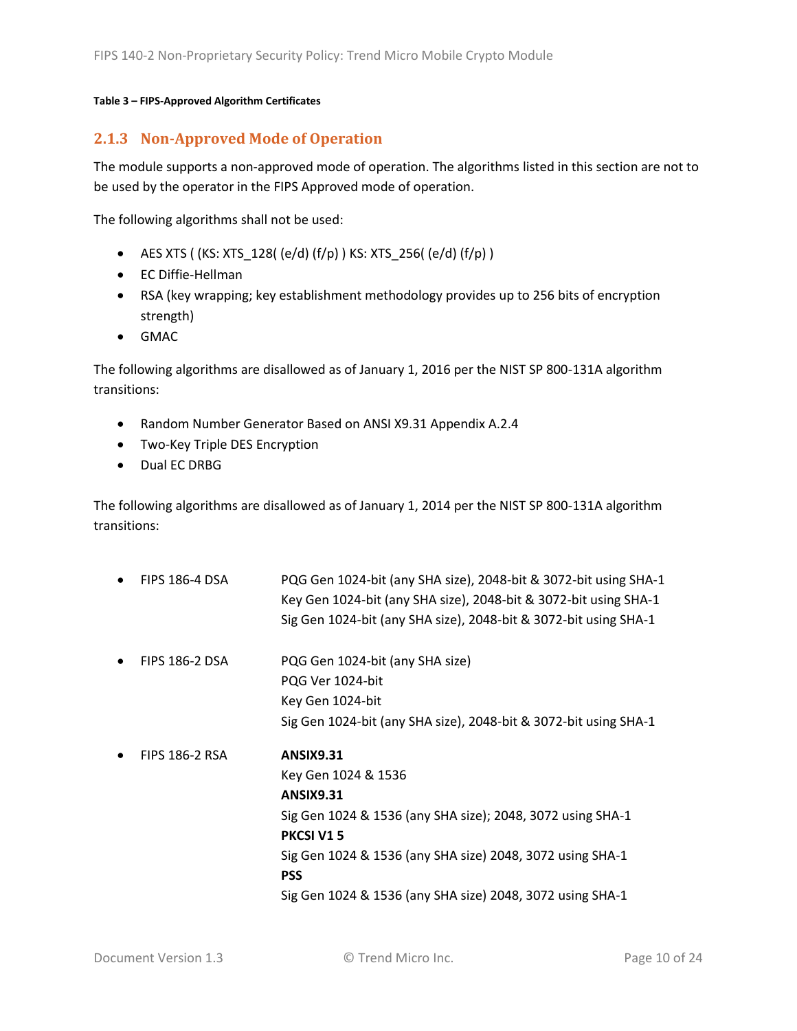**Table 3 – FIPS-Approved Algorithm Certificates**

### 2.1.3 Non-Approved Mode of Operation

The module supports a non-approved mode of operation. The algorithms listed in this section are not to be used by the operator in the FIPS Approved mode of operation.

The following algorithms shall not be used:

- AES XTS ( (KS: XTS_128( (e/d) (f/p) ) KS: XTS_256( (e/d) (f/p) )
- EC Diffie-Hellman
- RSA (key wrapping; key establishment methodology provides up to 256 bits of encryption strength)
- GMAC

The following algorithms are disallowed as of January 1, 2016 per the NIST SP 800-131A algorithm transitions:

- Random Number Generator Based on ANSI X9.31 Appendix A.2.4
- Two-Key Triple DES Encryption
- Dual EC DRBG

The following algorithms are disallowed as of January 1, 2014 per the NIST SP 800-131A algorithm transitions:

- FIPS 186-4 DSA
  PQG Gen 1024-bit (any SHA size), 2048-bit & 3072-bit using SHA-1
  Key Gen 1024-bit (any SHA size), 2048-bit & 3072-bit using SHA-1
  Sig Gen 1024-bit (any SHA size), 2048-bit & 3072-bit using SHA-1

- FIPS 186-2 DSA
  PQG Gen 1024-bit (any SHA size)
  PQG Ver 1024-bit
  Key Gen 1024-bit
  Sig Gen 1024-bit (any SHA size), 2048-bit & 3072-bit using SHA-1

- FIPS 186-2 RSA
  **ANSIX9.31**
  Key Gen 1024 & 1536
  **ANSIX9.31**
  Sig Gen 1024 & 1536 (any SHA size); 2048, 3072 using SHA-1
  **PKCSI V1 5**
  Sig Gen 1024 & 1536 (any SHA size) 2048, 3072 using SHA-1
  **PSS**
  Sig Gen 1024 & 1536 (any SHA size) 2048, 3072 using SHA-1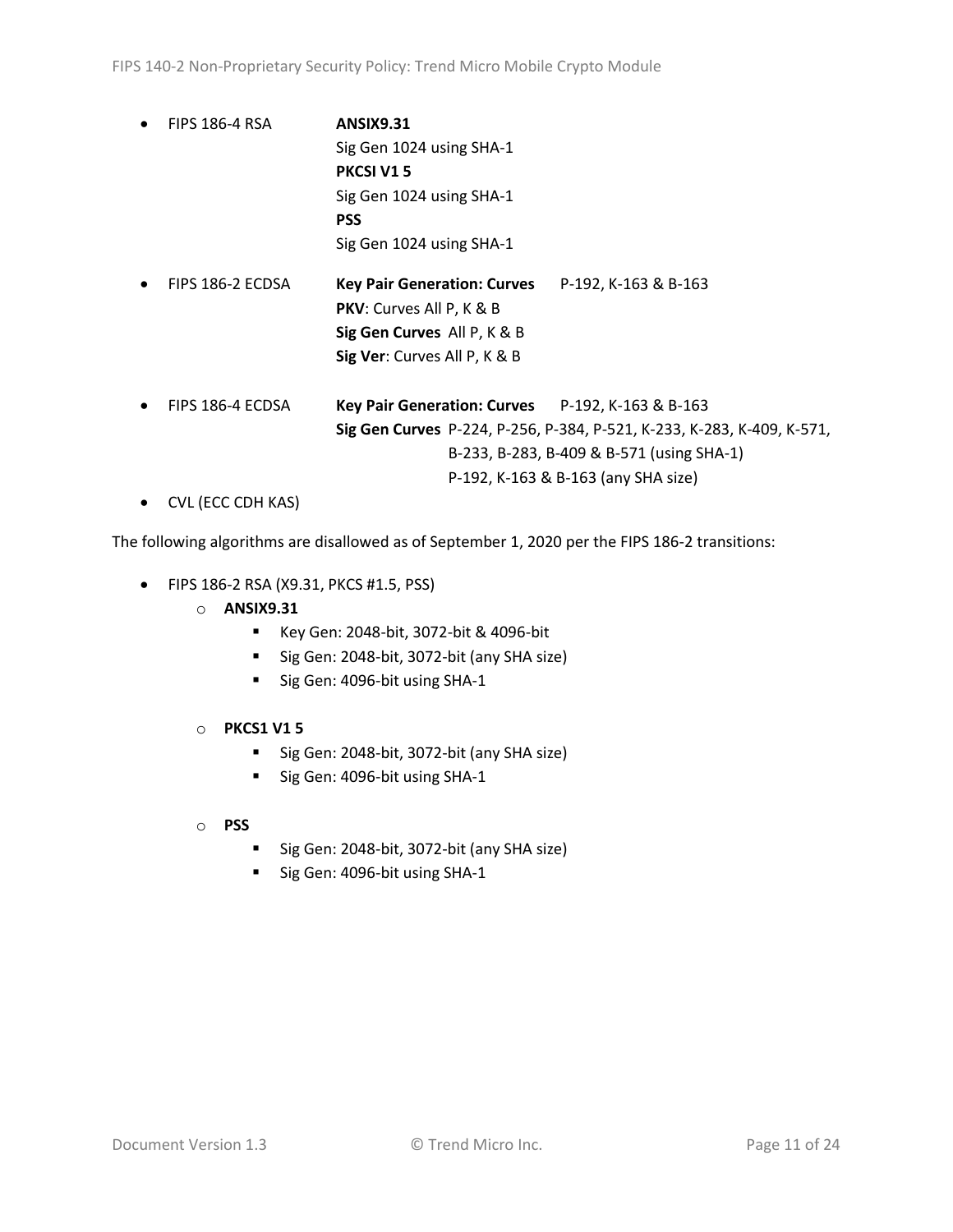- FIPS 186-4 RSA **ANSIX9.31**
  Sig Gen 1024 using SHA-1
  **PKCSI V1 5**
  Sig Gen 1024 using SHA-1
  **PSS**
  Sig Gen 1024 using SHA-1
- FIPS 186-2 ECDSA **Key Pair Generation: Curves** P-192, K-163 & B-163
  **PKV**: Curves All P, K & B
  **Sig Gen Curves** All P, K & B
  **Sig Ver**: Curves All P, K & B
- FIPS 186-4 ECDSA **Key Pair Generation: Curves** P-192, K-163 & B-163
  **Sig Gen Curves** P-224, P-256, P-384, P-521, K-233, K-283, K-409, K-571, B-233, B-283, B-409 & B-571 (using SHA-1)
  P-192, K-163 & B-163 (any SHA size)
- CVL (ECC CDH KAS)

The following algorithms are disallowed as of September 1, 2020 per the FIPS 186-2 transitions:

- FIPS 186-2 RSA (X9.31, PKCS #1.5, PSS)
  - **ANSIX9.31**
    - Key Gen: 2048-bit, 3072-bit & 4096-bit
    - Sig Gen: 2048-bit, 3072-bit (any SHA size)
    - Sig Gen: 4096-bit using SHA-1
  - **PKCS1 V1 5**
    - Sig Gen: 2048-bit, 3072-bit (any SHA size)
    - Sig Gen: 4096-bit using SHA-1
  - **PSS**
    - Sig Gen: 2048-bit, 3072-bit (any SHA size)
    - Sig Gen: 4096-bit using SHA-1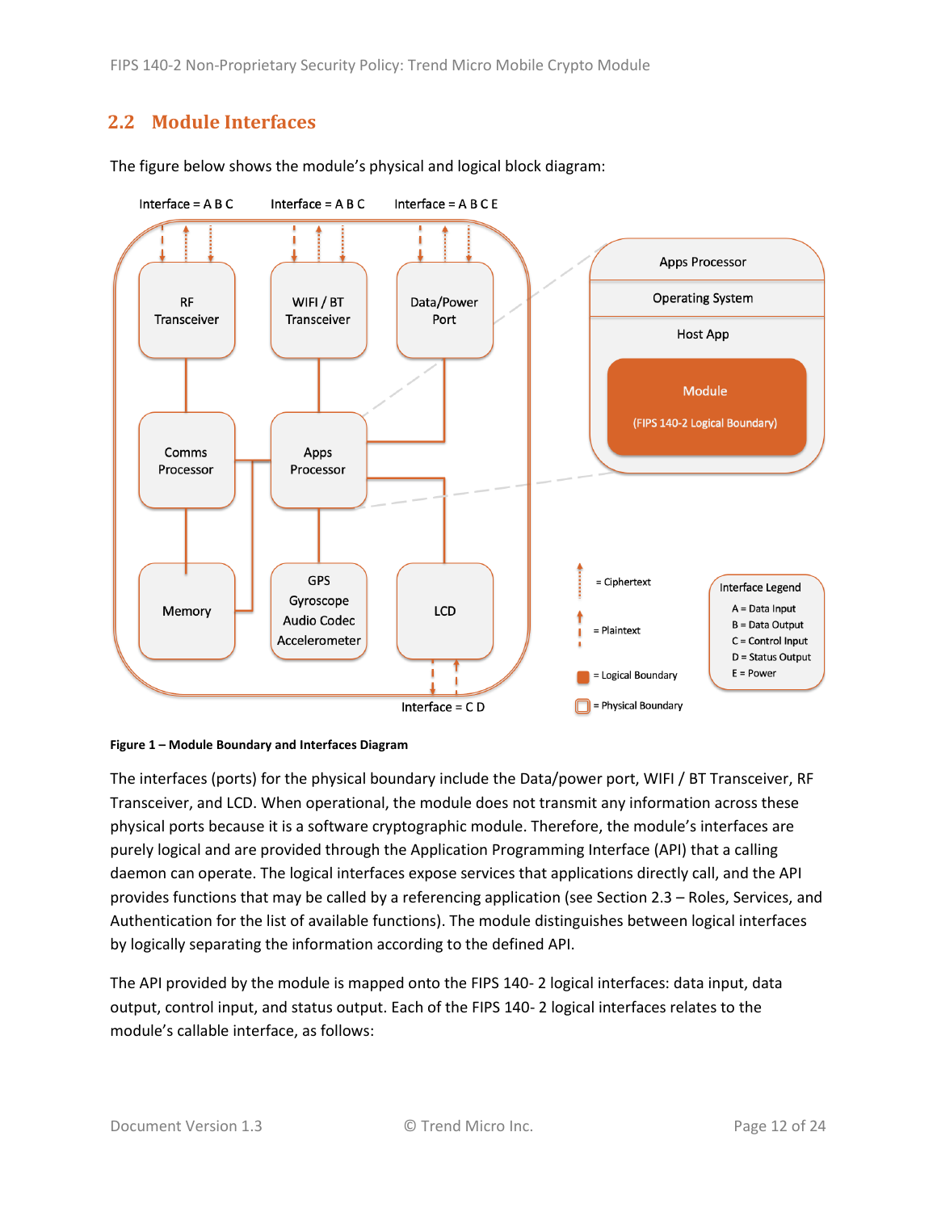## 2.2 Module Interfaces

The figure below shows the module's physical and logical block diagram:

**Figure 1 – Module Boundary and Interfaces Diagram**

The interfaces (ports) for the physical boundary include the Data/power port, WIFI / BT Transceiver, RF Transceiver, and LCD. When operational, the module does not transmit any information across these physical ports because it is a software cryptographic module. Therefore, the module's interfaces are purely logical and are provided through the Application Programming Interface (API) that a calling daemon can operate. The logical interfaces expose services that applications directly call, and the API provides functions that may be called by a referencing application (see Section 2.3 – Roles, Services, and Authentication for the list of available functions). The module distinguishes between logical interfaces by logically separating the information according to the defined API.

The API provided by the module is mapped onto the FIPS 140- 2 logical interfaces: data input, data output, control input, and status output. Each of the FIPS 140- 2 logical interfaces relates to the module's callable interface, as follows: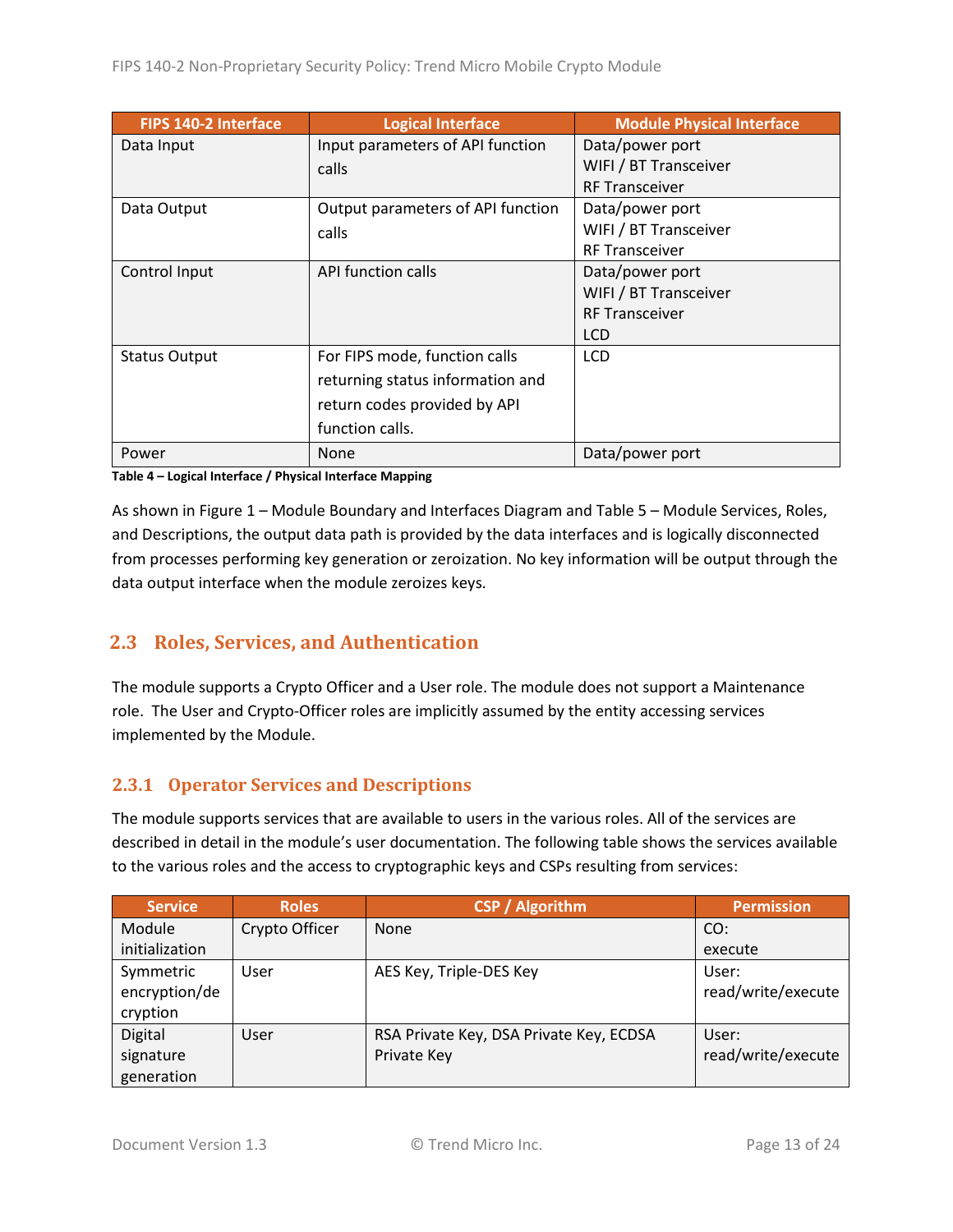| FIPS 140-2 Interface | Logical Interface | Module Physical Interface |
|---|---|---|
| Data Input | Input parameters of API function calls | Data/power port<br>WIFI / BT Transceiver<br>RF Transceiver |
| Data Output | Output parameters of API function calls | Data/power port<br>WIFI / BT Transceiver<br>RF Transceiver |
| Control Input | API function calls | Data/power port<br>WIFI / BT Transceiver<br>RF Transceiver<br>LCD |
| Status Output | For FIPS mode, function calls returning status information and return codes provided by API function calls. | LCD |
| Power | None | Data/power port |

**Table 4 – Logical Interface / Physical Interface Mapping**

As shown in Figure 1 – Module Boundary and Interfaces Diagram and Table 5 – Module Services, Roles, and Descriptions, the output data path is provided by the data interfaces and is logically disconnected from processes performing key generation or zeroization. No key information will be output through the data output interface when the module zeroizes keys.

## 2.3 Roles, Services, and Authentication

The module supports a Crypto Officer and a User role. The module does not support a Maintenance role. The User and Crypto-Officer roles are implicitly assumed by the entity accessing services implemented by the Module.

### 2.3.1 Operator Services and Descriptions

The module supports services that are available to users in the various roles. All of the services are described in detail in the module's user documentation. The following table shows the services available to the various roles and the access to cryptographic keys and CSPs resulting from services:

| Service | Roles | CSP / Algorithm | Permission |
|---|---|---|---|
| Module initialization | Crypto Officer | None | CO:<br>execute |
| Symmetric encryption/decryption | User | AES Key, Triple-DES Key | User:<br>read/write/execute |
| Digital signature generation | User | RSA Private Key, DSA Private Key, ECDSA Private Key | User:<br>read/write/execute |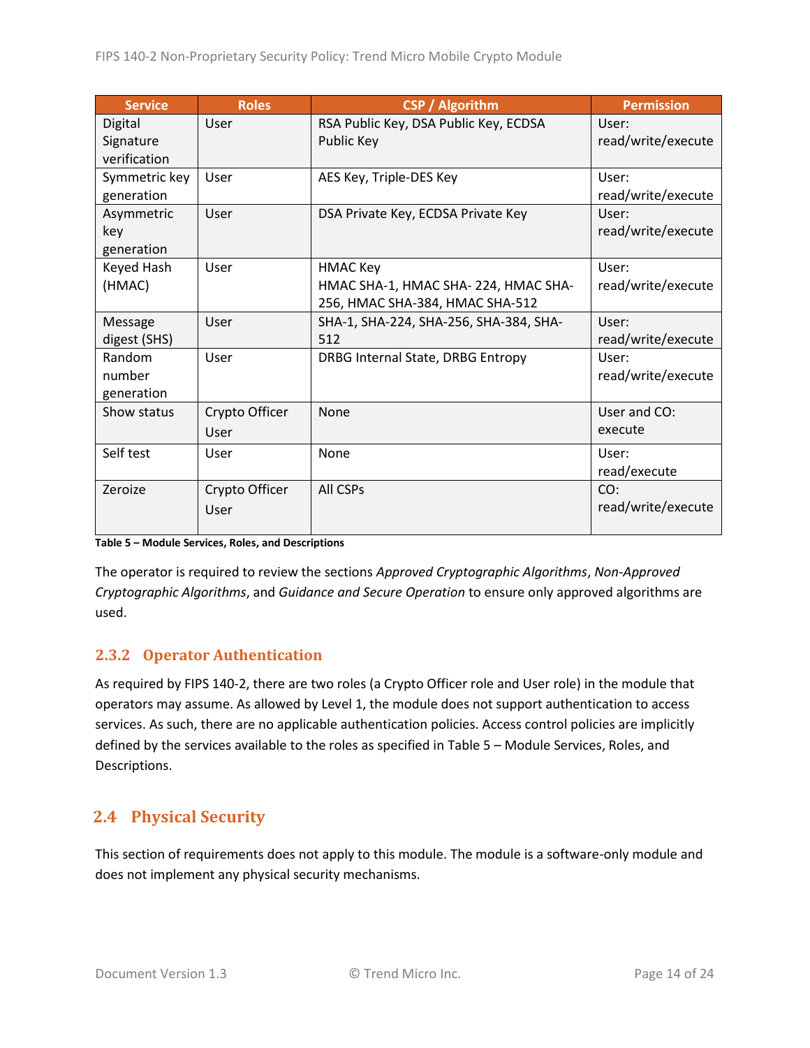| Service | Roles | CSP / Algorithm | Permission |
| --- | --- | --- | --- |
| Digital Signature verification | User | RSA Public Key, DSA Public Key, ECDSA Public Key | User: read/write/execute |
| Symmetric key generation | User | AES Key, Triple-DES Key | User: read/write/execute |
| Asymmetric key generation | User | DSA Private Key, ECDSA Private Key | User: read/write/execute |
| Keyed Hash (HMAC) | User | HMAC Key<br>HMAC SHA-1, HMAC SHA- 224, HMAC SHA-256, HMAC SHA-384, HMAC SHA-512 | User: read/write/execute |
| Message digest (SHS) | User | SHA-1, SHA-224, SHA-256, SHA-384, SHA-512 | User: read/write/execute |
| Random number generation | User | DRBG Internal State, DRBG Entropy | User: read/write/execute |
| Show status | Crypto Officer<br>User | None | User and CO: execute |
| Self test | User | None | User: read/execute |
| Zeroize | Crypto Officer<br>User | All CSPs | CO: read/write/execute |

**Table 5 – Module Services, Roles, and Descriptions**

The operator is required to review the sections *Approved Cryptographic Algorithms*, *Non-Approved Cryptographic Algorithms*, and *Guidance and Secure Operation* to ensure only approved algorithms are used.

### 2.3.2 Operator Authentication

As required by FIPS 140-2, there are two roles (a Crypto Officer role and User role) in the module that operators may assume. As allowed by Level 1, the module does not support authentication to access services. As such, there are no applicable authentication policies. Access control policies are implicitly defined by the services available to the roles as specified in Table 5 – Module Services, Roles, and Descriptions.

## 2.4 Physical Security

This section of requirements does not apply to this module. The module is a software-only module and does not implement any physical security mechanisms.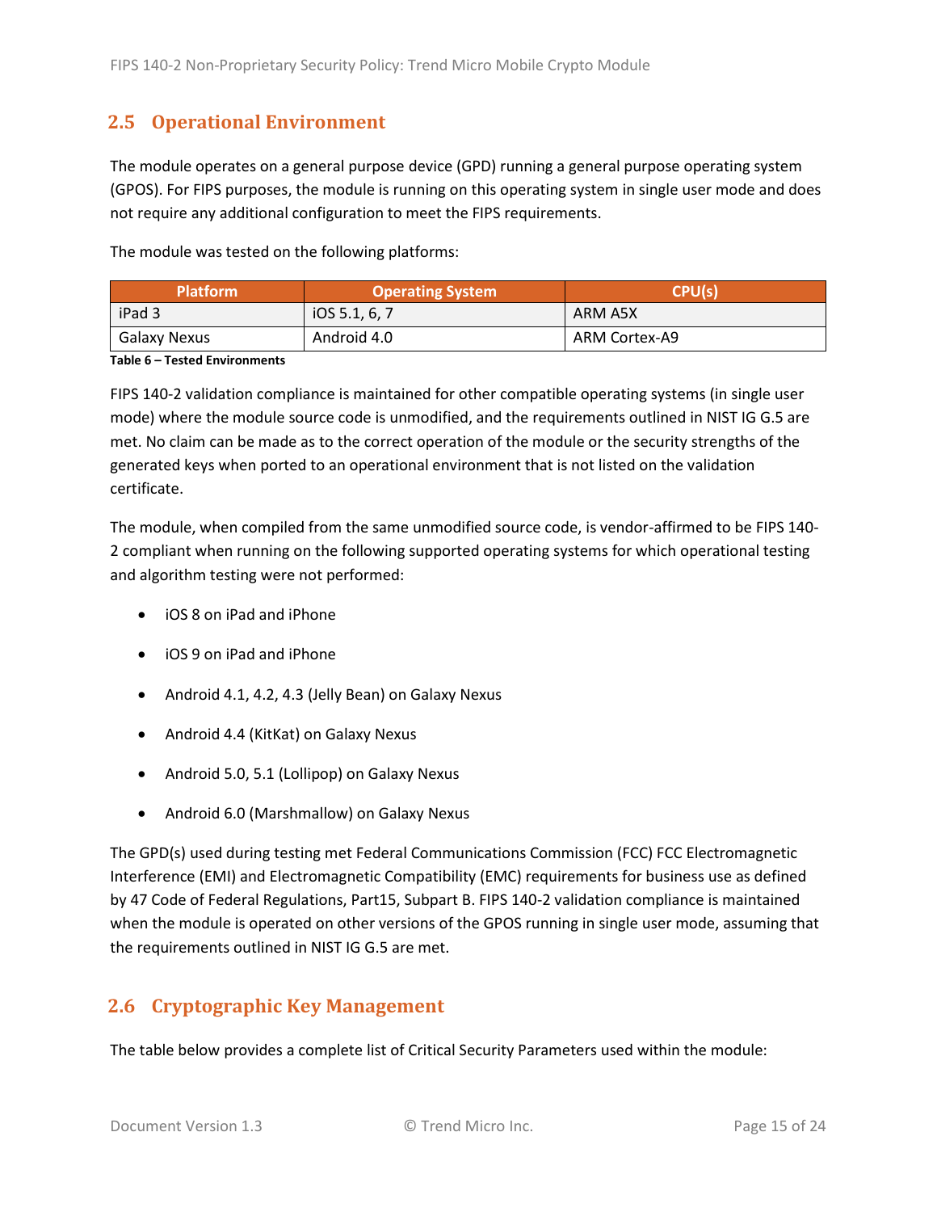## 2.5 Operational Environment

The module operates on a general purpose device (GPD) running a general purpose operating system (GPOS). For FIPS purposes, the module is running on this operating system in single user mode and does not require any additional configuration to meet the FIPS requirements.

The module was tested on the following platforms:

| Platform | Operating System | CPU(s) |
|---|---|---|
| iPad 3 | iOS 5.1, 6, 7 | ARM A5X |
| Galaxy Nexus | Android 4.0 | ARM Cortex-A9 |

**Table 6 – Tested Environments**

FIPS 140-2 validation compliance is maintained for other compatible operating systems (in single user mode) where the module source code is unmodified, and the requirements outlined in NIST IG G.5 are met. No claim can be made as to the correct operation of the module or the security strengths of the generated keys when ported to an operational environment that is not listed on the validation certificate.

The module, when compiled from the same unmodified source code, is vendor-affirmed to be FIPS 140-2 compliant when running on the following supported operating systems for which operational testing and algorithm testing were not performed:

- iOS 8 on iPad and iPhone
- iOS 9 on iPad and iPhone
- Android 4.1, 4.2, 4.3 (Jelly Bean) on Galaxy Nexus
- Android 4.4 (KitKat) on Galaxy Nexus
- Android 5.0, 5.1 (Lollipop) on Galaxy Nexus
- Android 6.0 (Marshmallow) on Galaxy Nexus

The GPD(s) used during testing met Federal Communications Commission (FCC) FCC Electromagnetic Interference (EMI) and Electromagnetic Compatibility (EMC) requirements for business use as defined by 47 Code of Federal Regulations, Part15, Subpart B. FIPS 140-2 validation compliance is maintained when the module is operated on other versions of the GPOS running in single user mode, assuming that the requirements outlined in NIST IG G.5 are met.

## 2.6 Cryptographic Key Management

The table below provides a complete list of Critical Security Parameters used within the module: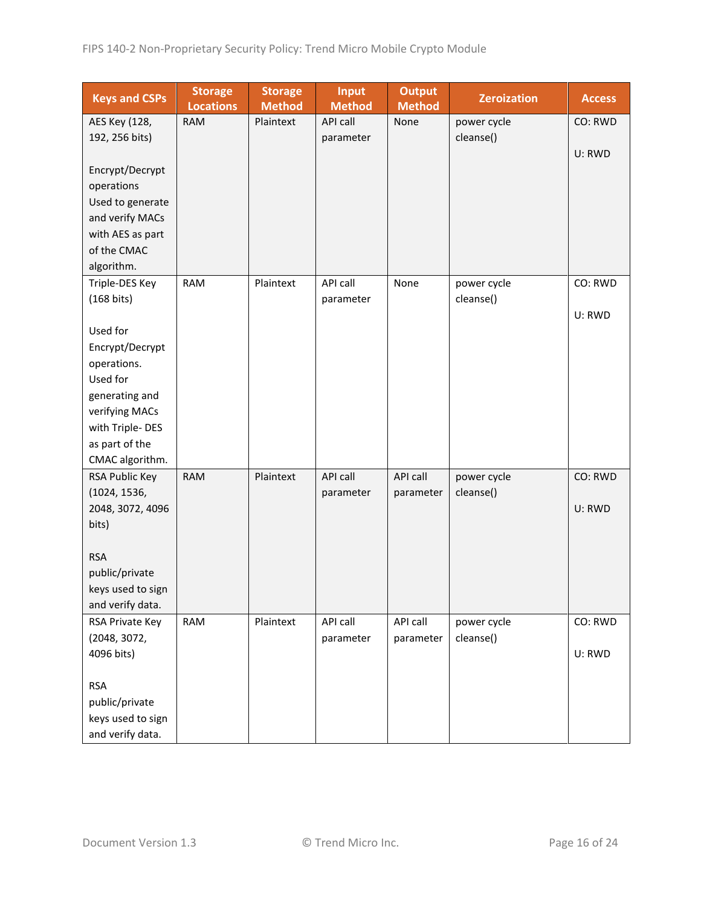| Keys and CSPs | Storage Locations | Storage Method | Input Method | Output Method | Zeroization | Access |
|---|---|---|---|---|---|---|
| AES Key (128, 192, 256 bits)<br><br>Encrypt/Decrypt operations Used to generate and verify MACs with AES as part of the CMAC algorithm. | RAM | Plaintext | API call parameter | None | power cycle cleanse() | CO: RWD<br><br>U: RWD |
| Triple-DES Key (168 bits)<br><br>Used for Encrypt/Decrypt operations. Used for generating and verifying MACs with Triple- DES as part of the CMAC algorithm. | RAM | Plaintext | API call parameter | None | power cycle cleanse() | CO: RWD<br><br>U: RWD |
| RSA Public Key (1024, 1536, 2048, 3072, 4096 bits)<br><br>RSA public/private keys used to sign and verify data. | RAM | Plaintext | API call parameter | API call parameter | power cycle cleanse() | CO: RWD<br><br>U: RWD |
| RSA Private Key (2048, 3072, 4096 bits)<br><br>RSA public/private keys used to sign and verify data. | RAM | Plaintext | API call parameter | API call parameter | power cycle cleanse() | CO: RWD<br><br>U: RWD |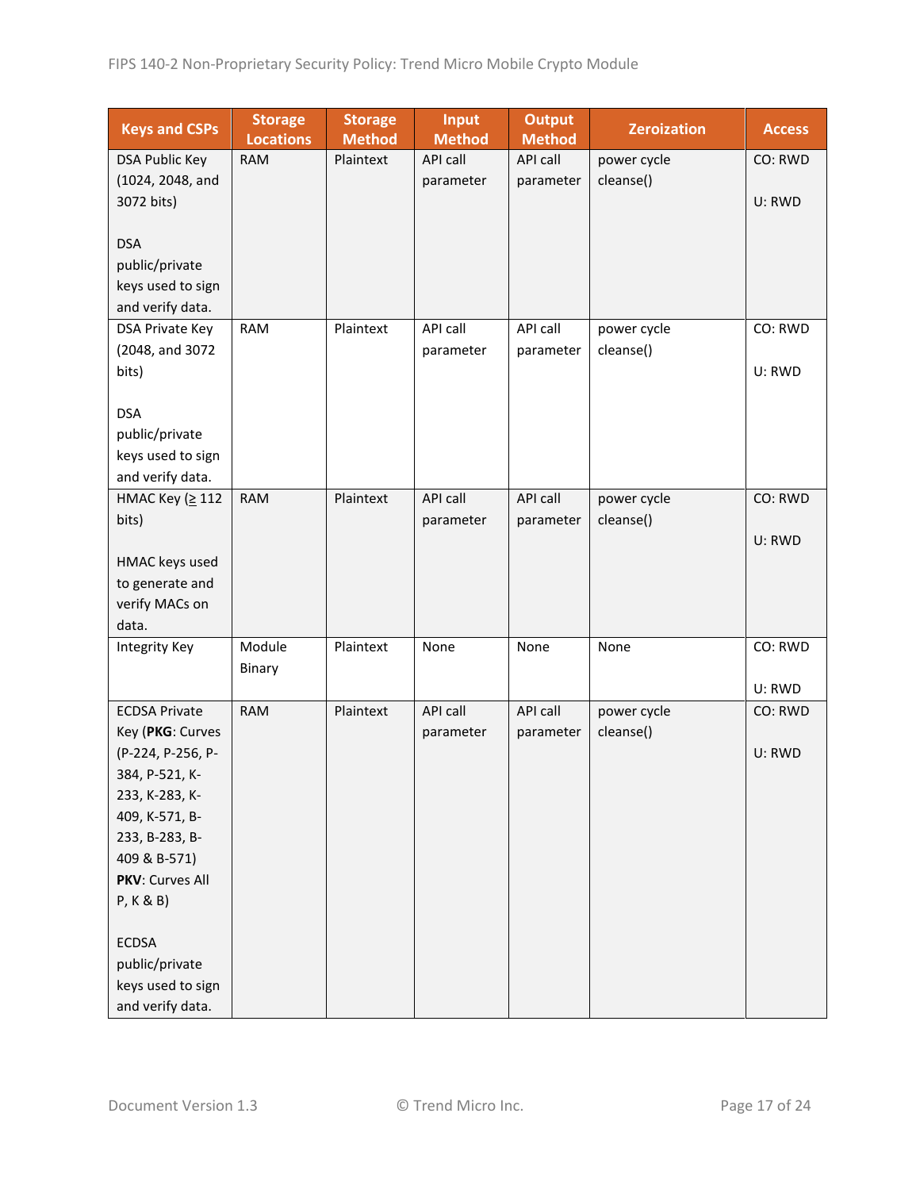| Keys and CSPs | Storage Locations | Storage Method | Input Method | Output Method | Zeroization | Access |
|---|---|---|---|---|---|---|
| DSA Public Key (1024, 2048, and 3072 bits)<br><br>DSA public/private keys used to sign and verify data. | RAM | Plaintext | API call parameter | API call parameter | power cycle cleanse() | CO: RWD<br><br>U: RWD |
| DSA Private Key (2048, and 3072 bits)<br><br>DSA public/private keys used to sign and verify data. | RAM | Plaintext | API call parameter | API call parameter | power cycle cleanse() | CO: RWD<br><br>U: RWD |
| HMAC Key (≥ 112 bits)<br><br>HMAC keys used to generate and verify MACs on data. | RAM | Plaintext | API call parameter | API call parameter | power cycle cleanse() | CO: RWD<br><br>U: RWD |
| Integrity Key | Module Binary | Plaintext | None | None | None | CO: RWD<br><br>U: RWD |
| ECDSA Private Key (**PKG**: Curves (P-224, P-256, P-384, P-521, K-233, K-283, K-409, K-571, B-233, B-283, B-409 & B-571) **PKV**: Curves All P, K & B)<br><br>ECDSA public/private keys used to sign and verify data. | RAM | Plaintext | API call parameter | API call parameter | power cycle cleanse() | CO: RWD<br><br>U: RWD |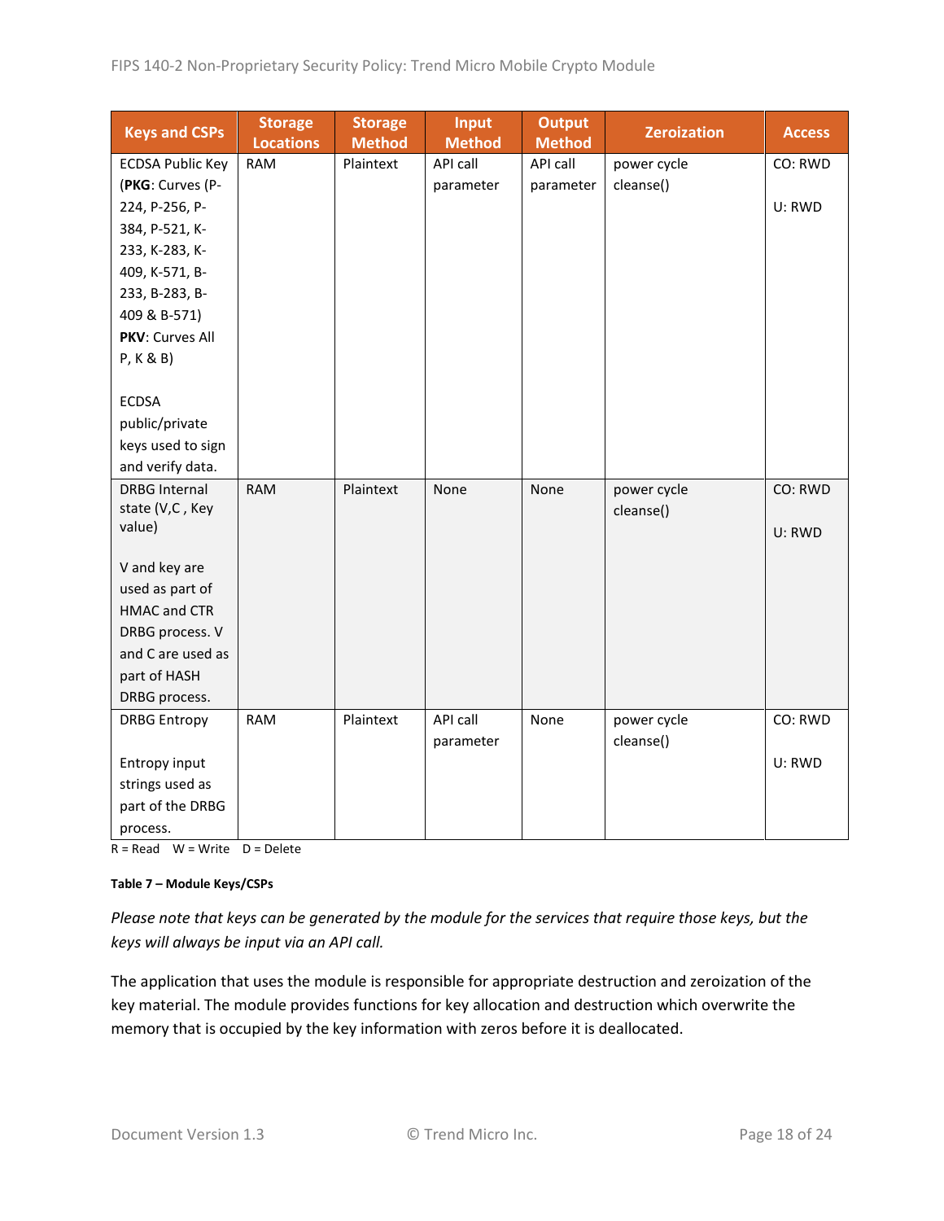| Keys and CSPs | Storage Locations | Storage Method | Input Method | Output Method | Zeroization | Access |
|---|---|---|---|---|---|---|
| ECDSA Public Key (**PKG**: Curves (P-224, P-256, P-384, P-521, K-233, K-283, K-409, K-571, B-233, B-283, B-409 & B-571) **PKV**: Curves All P, K & B)<br><br>ECDSA public/private keys used to sign and verify data. | RAM | Plaintext | API call parameter | API call parameter | power cycle cleanse() | CO: RWD<br><br>U: RWD |
| DRBG Internal state (V,C , Key value)<br><br>V and key are used as part of HMAC and CTR DRBG process. V and C are used as part of HASH DRBG process. | RAM | Plaintext | None | None | power cycle cleanse() | CO: RWD<br><br>U: RWD |
| DRBG Entropy<br><br>Entropy input strings used as part of the DRBG process. | RAM | Plaintext | API call parameter | None | power cycle cleanse() | CO: RWD<br><br>U: RWD |

R = Read   W = Write   D = Delete

**Table 7 – Module Keys/CSPs**

*Please note that keys can be generated by the module for the services that require those keys, but the keys will always be input via an API call.*

The application that uses the module is responsible for appropriate destruction and zeroization of the key material. The module provides functions for key allocation and destruction which overwrite the memory that is occupied by the key information with zeros before it is deallocated.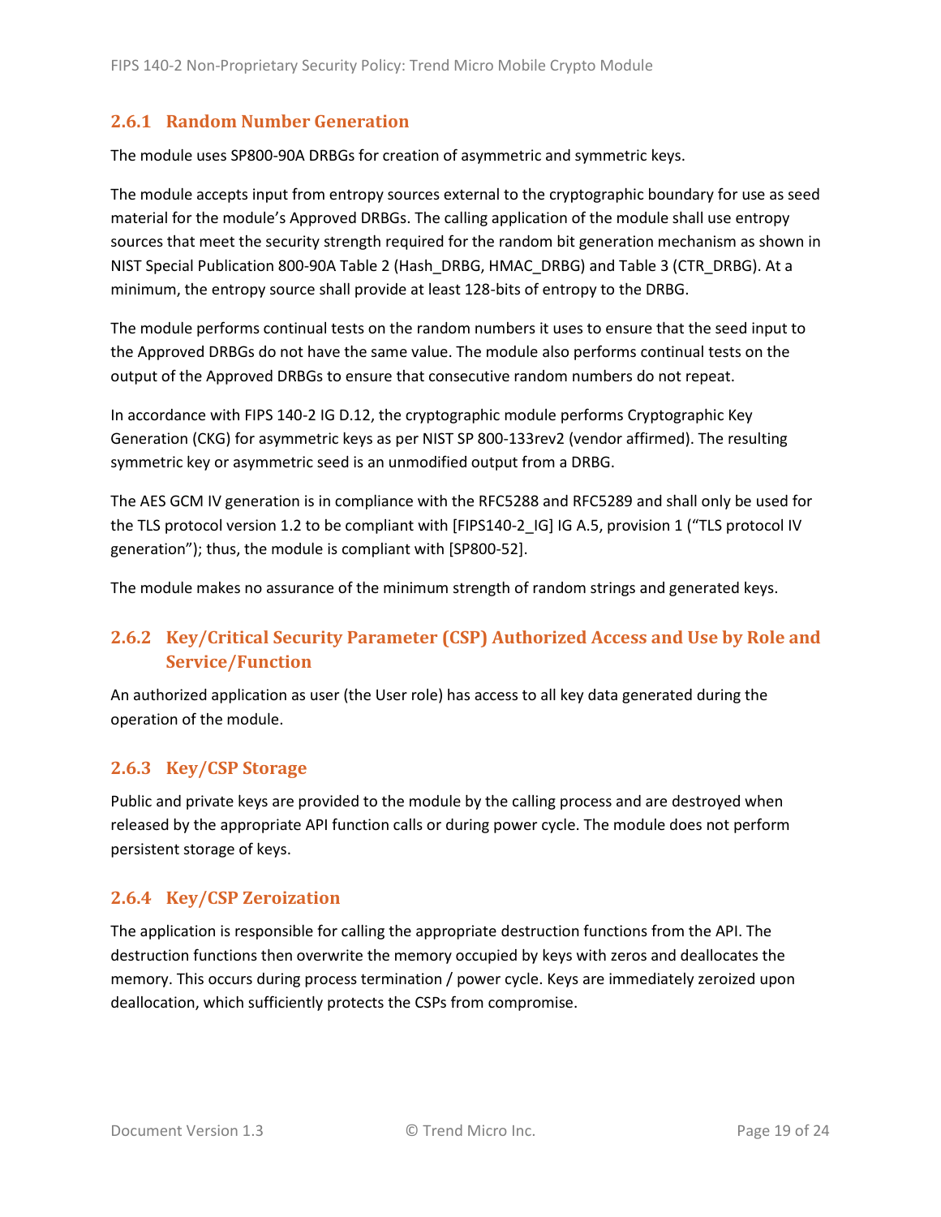### 2.6.1 Random Number Generation

The module uses SP800-90A DRBGs for creation of asymmetric and symmetric keys.

The module accepts input from entropy sources external to the cryptographic boundary for use as seed material for the module's Approved DRBGs. The calling application of the module shall use entropy sources that meet the security strength required for the random bit generation mechanism as shown in NIST Special Publication 800-90A Table 2 (Hash_DRBG, HMAC_DRBG) and Table 3 (CTR_DRBG). At a minimum, the entropy source shall provide at least 128-bits of entropy to the DRBG.

The module performs continual tests on the random numbers it uses to ensure that the seed input to the Approved DRBGs do not have the same value. The module also performs continual tests on the output of the Approved DRBGs to ensure that consecutive random numbers do not repeat.

In accordance with FIPS 140-2 IG D.12, the cryptographic module performs Cryptographic Key Generation (CKG) for asymmetric keys as per NIST SP 800-133rev2 (vendor affirmed). The resulting symmetric key or asymmetric seed is an unmodified output from a DRBG.

The AES GCM IV generation is in compliance with the RFC5288 and RFC5289 and shall only be used for the TLS protocol version 1.2 to be compliant with [FIPS140-2_IG] IG A.5, provision 1 ("TLS protocol IV generation"); thus, the module is compliant with [SP800-52].

The module makes no assurance of the minimum strength of random strings and generated keys.

### 2.6.2 Key/Critical Security Parameter (CSP) Authorized Access and Use by Role and Service/Function

An authorized application as user (the User role) has access to all key data generated during the operation of the module.

### 2.6.3 Key/CSP Storage

Public and private keys are provided to the module by the calling process and are destroyed when released by the appropriate API function calls or during power cycle. The module does not perform persistent storage of keys.

### 2.6.4 Key/CSP Zeroization

The application is responsible for calling the appropriate destruction functions from the API. The destruction functions then overwrite the memory occupied by keys with zeros and deallocates the memory. This occurs during process termination / power cycle. Keys are immediately zeroized upon deallocation, which sufficiently protects the CSPs from compromise.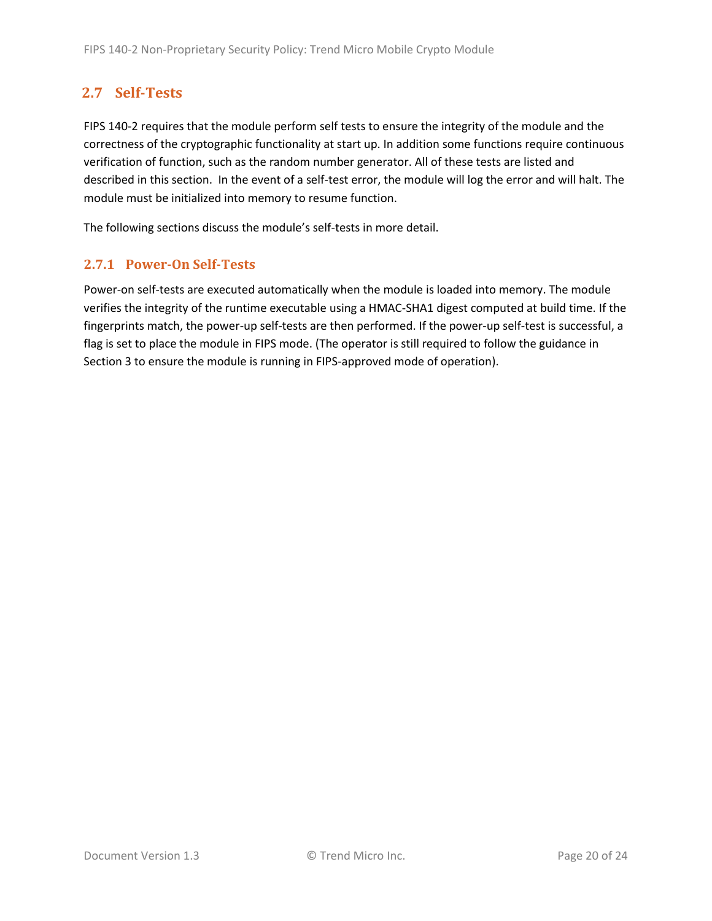## 2.7 Self-Tests

FIPS 140-2 requires that the module perform self tests to ensure the integrity of the module and the correctness of the cryptographic functionality at start up. In addition some functions require continuous verification of function, such as the random number generator. All of these tests are listed and described in this section.  In the event of a self-test error, the module will log the error and will halt. The module must be initialized into memory to resume function.

The following sections discuss the module's self-tests in more detail.

### 2.7.1 Power-On Self-Tests

Power-on self-tests are executed automatically when the module is loaded into memory. The module verifies the integrity of the runtime executable using a HMAC-SHA1 digest computed at build time. If the fingerprints match, the power-up self-tests are then performed. If the power-up self-test is successful, a flag is set to place the module in FIPS mode. (The operator is still required to follow the guidance in Section 3 to ensure the module is running in FIPS-approved mode of operation).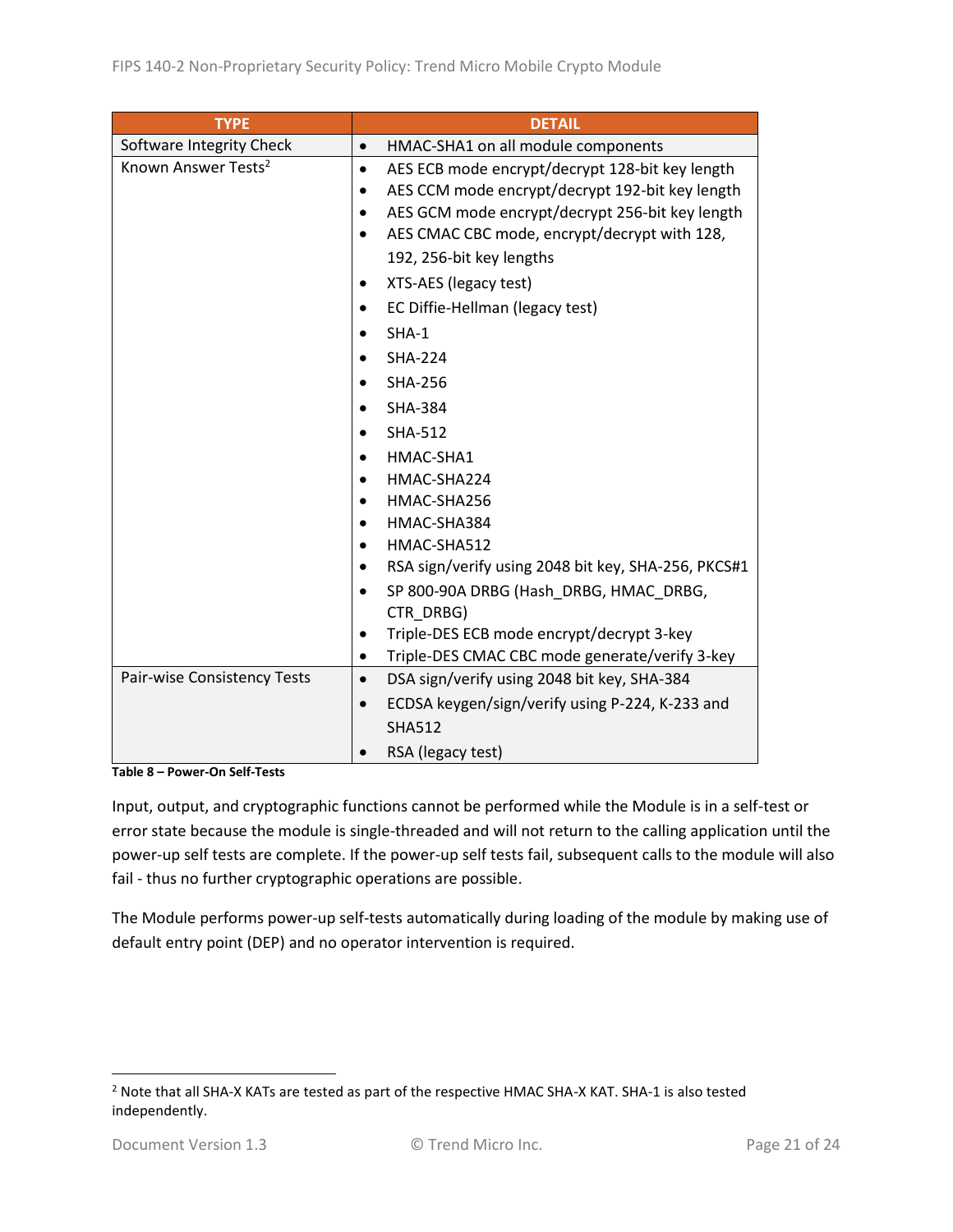| TYPE | DETAIL |
| --- | --- |
| Software Integrity Check | • HMAC-SHA1 on all module components |
| Known Answer Tests[2] | • AES ECB mode encrypt/decrypt 128-bit key length<br>• AES CCM mode encrypt/decrypt 192-bit key length<br>• AES GCM mode encrypt/decrypt 256-bit key length<br>• AES CMAC CBC mode, encrypt/decrypt with 128, 192, 256-bit key lengths<br>• XTS-AES (legacy test)<br>• EC Diffie-Hellman (legacy test)<br>• SHA-1<br>• SHA-224<br>• SHA-256<br>• SHA-384<br>• SHA-512<br>• HMAC-SHA1<br>• HMAC-SHA224<br>• HMAC-SHA256<br>• HMAC-SHA384<br>• HMAC-SHA512<br>• RSA sign/verify using 2048 bit key, SHA-256, PKCS#1<br>• SP 800-90A DRBG (Hash_DRBG, HMAC_DRBG, CTR_DRBG)<br>• Triple-DES ECB mode encrypt/decrypt 3-key<br>• Triple-DES CMAC CBC mode generate/verify 3-key |
| Pair-wise Consistency Tests | • DSA sign/verify using 2048 bit key, SHA-384<br>• ECDSA keygen/sign/verify using P-224, K-233 and SHA512<br>• RSA (legacy test) |

**Table 8 – Power-On Self-Tests**

Input, output, and cryptographic functions cannot be performed while the Module is in a self-test or error state because the module is single-threaded and will not return to the calling application until the power-up self tests are complete. If the power-up self tests fail, subsequent calls to the module will also fail - thus no further cryptographic operations are possible.

The Module performs power-up self-tests automatically during loading of the module by making use of default entry point (DEP) and no operator intervention is required.

[2] Note that all SHA-X KATs are tested as part of the respective HMAC SHA-X KAT. SHA-1 is also tested independently.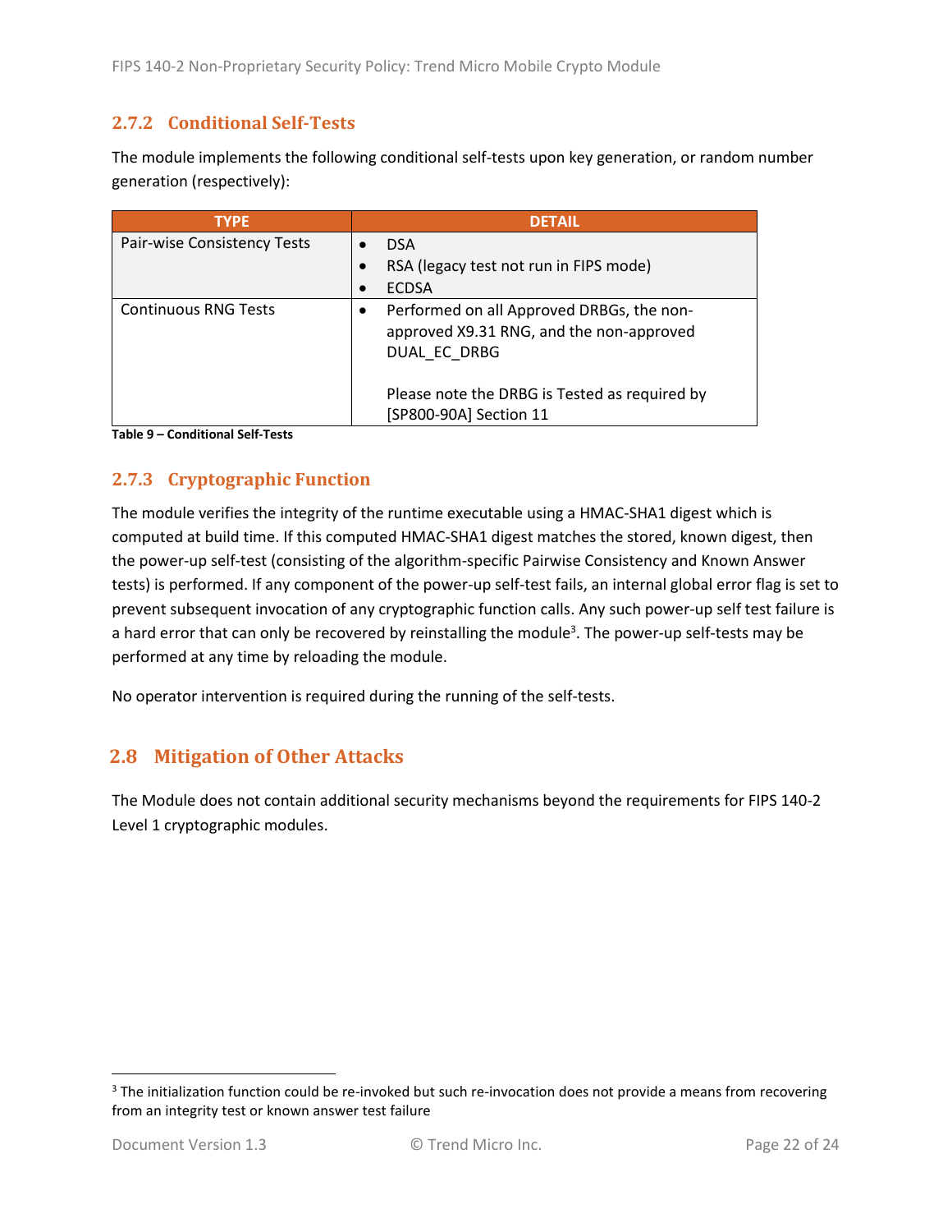### 2.7.2 Conditional Self-Tests

The module implements the following conditional self-tests upon key generation, or random number generation (respectively):

| TYPE | DETAIL |
|---|---|
| Pair-wise Consistency Tests | • DSA<br>• RSA (legacy test not run in FIPS mode)<br>• ECDSA |
| Continuous RNG Tests | • Performed on all Approved DRBGs, the non-approved X9.31 RNG, and the non-approved DUAL_EC_DRBG<br><br>Please note the DRBG is Tested as required by [SP800-90A] Section 11 |

**Table 9 – Conditional Self-Tests**

### 2.7.3 Cryptographic Function

The module verifies the integrity of the runtime executable using a HMAC-SHA1 digest which is computed at build time. If this computed HMAC-SHA1 digest matches the stored, known digest, then the power-up self-test (consisting of the algorithm-specific Pairwise Consistency and Known Answer tests) is performed. If any component of the power-up self-test fails, an internal global error flag is set to prevent subsequent invocation of any cryptographic function calls. Any such power-up self test failure is a hard error that can only be recovered by reinstalling the module[3]. The power-up self-tests may be performed at any time by reloading the module.

No operator intervention is required during the running of the self-tests.

## 2.8 Mitigation of Other Attacks

The Module does not contain additional security mechanisms beyond the requirements for FIPS 140-2 Level 1 cryptographic modules.

[3] The initialization function could be re-invoked but such re-invocation does not provide a means from recovering from an integrity test or known answer test failure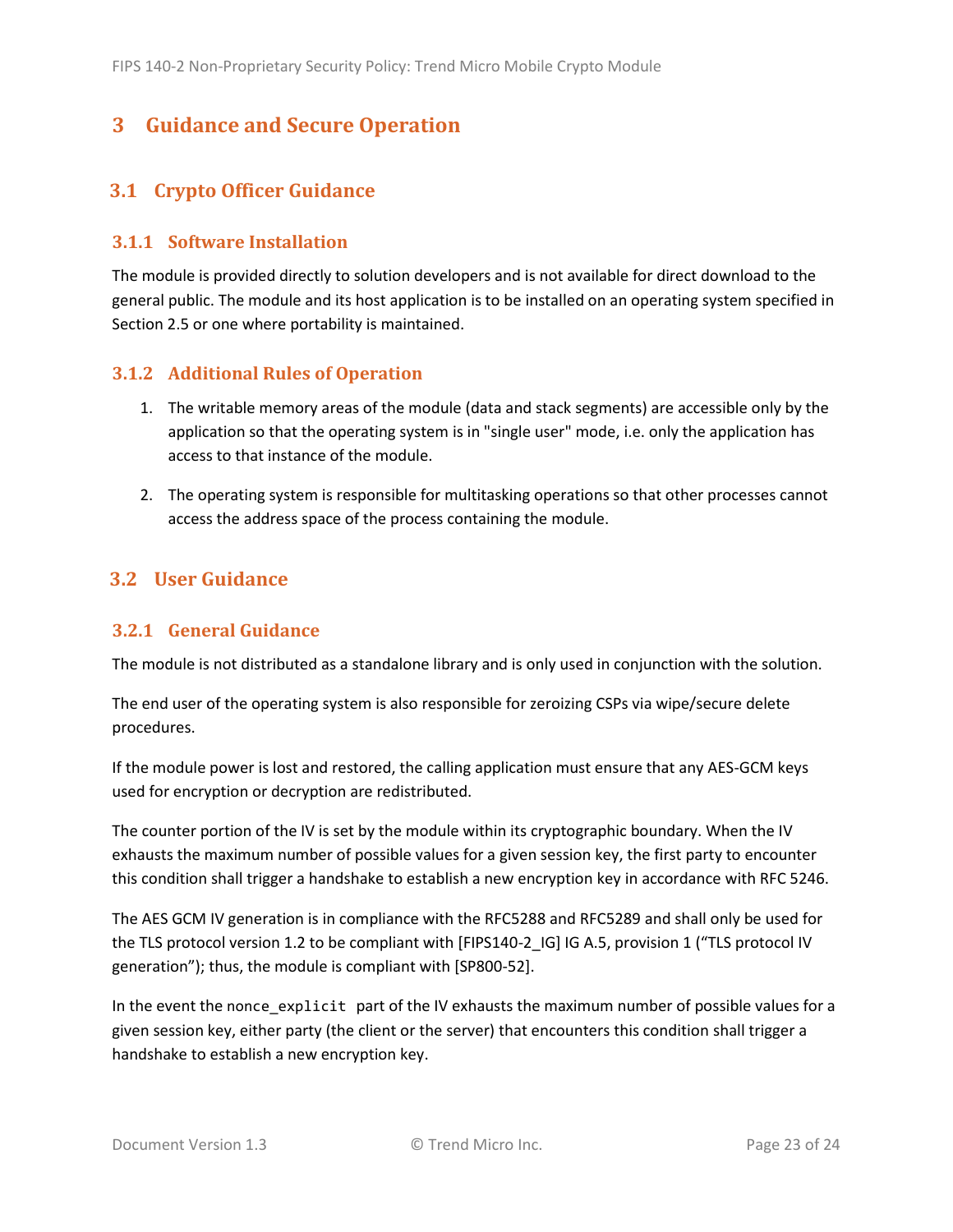# 3 Guidance and Secure Operation

## 3.1 Crypto Officer Guidance

### 3.1.1 Software Installation

The module is provided directly to solution developers and is not available for direct download to the general public. The module and its host application is to be installed on an operating system specified in Section 2.5 or one where portability is maintained.

### 3.1.2 Additional Rules of Operation

1. The writable memory areas of the module (data and stack segments) are accessible only by the application so that the operating system is in "single user" mode, i.e. only the application has access to that instance of the module.
2. The operating system is responsible for multitasking operations so that other processes cannot access the address space of the process containing the module.

## 3.2 User Guidance

### 3.2.1 General Guidance

The module is not distributed as a standalone library and is only used in conjunction with the solution.

The end user of the operating system is also responsible for zeroizing CSPs via wipe/secure delete procedures.

If the module power is lost and restored, the calling application must ensure that any AES-GCM keys used for encryption or decryption are redistributed.

The counter portion of the IV is set by the module within its cryptographic boundary. When the IV exhausts the maximum number of possible values for a given session key, the first party to encounter this condition shall trigger a handshake to establish a new encryption key in accordance with RFC 5246.

The AES GCM IV generation is in compliance with the RFC5288 and RFC5289 and shall only be used for the TLS protocol version 1.2 to be compliant with [FIPS140-2_IG] IG A.5, provision 1 ("TLS protocol IV generation"); thus, the module is compliant with [SP800-52].

In the event the `nonce_explicit` part of the IV exhausts the maximum number of possible values for a given session key, either party (the client or the server) that encounters this condition shall trigger a handshake to establish a new encryption key.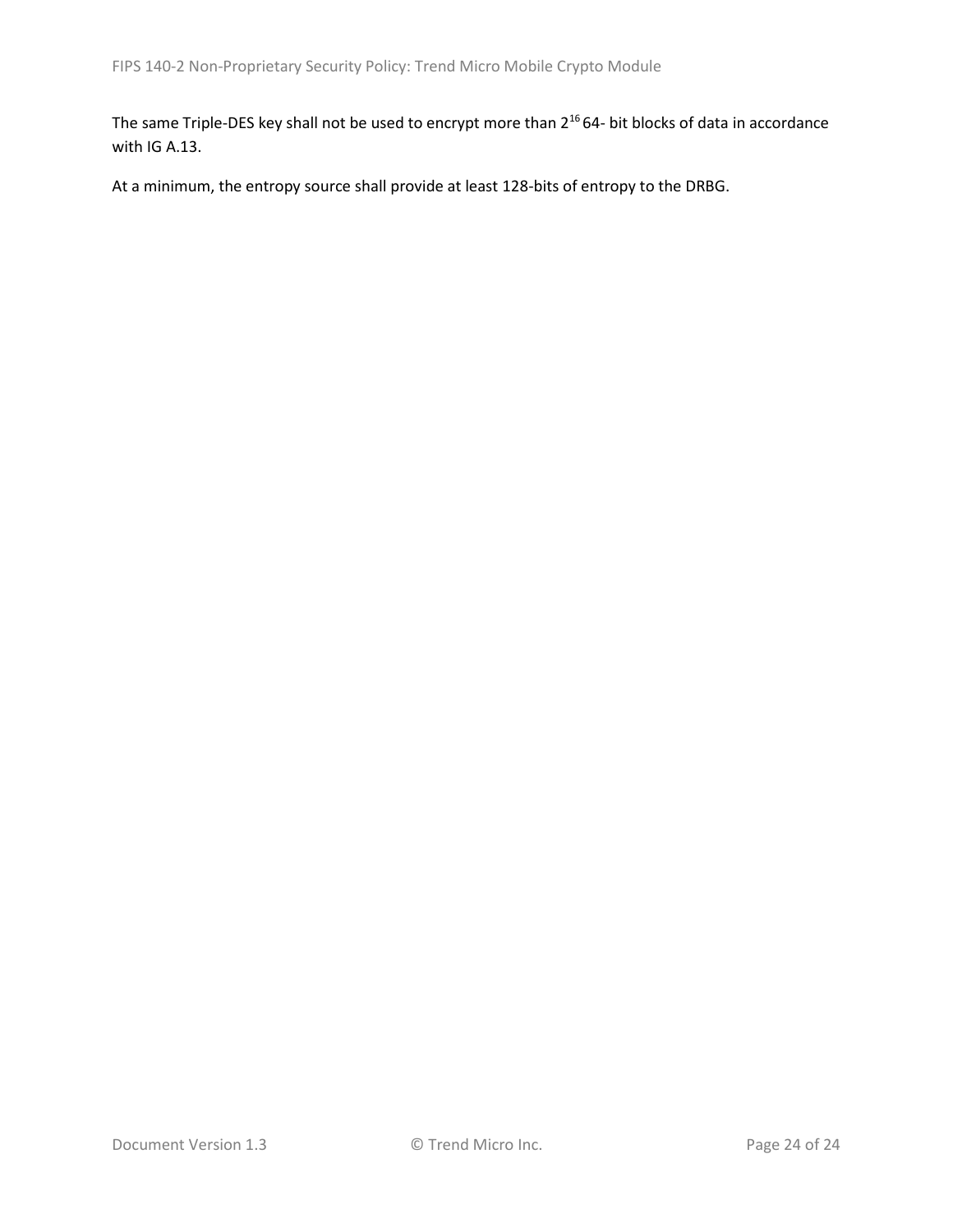The same Triple-DES key shall not be used to encrypt more than $2^{16}$ 64- bit blocks of data in accordance with IG A.13.

At a minimum, the entropy source shall provide at least 128-bits of entropy to the DRBG.